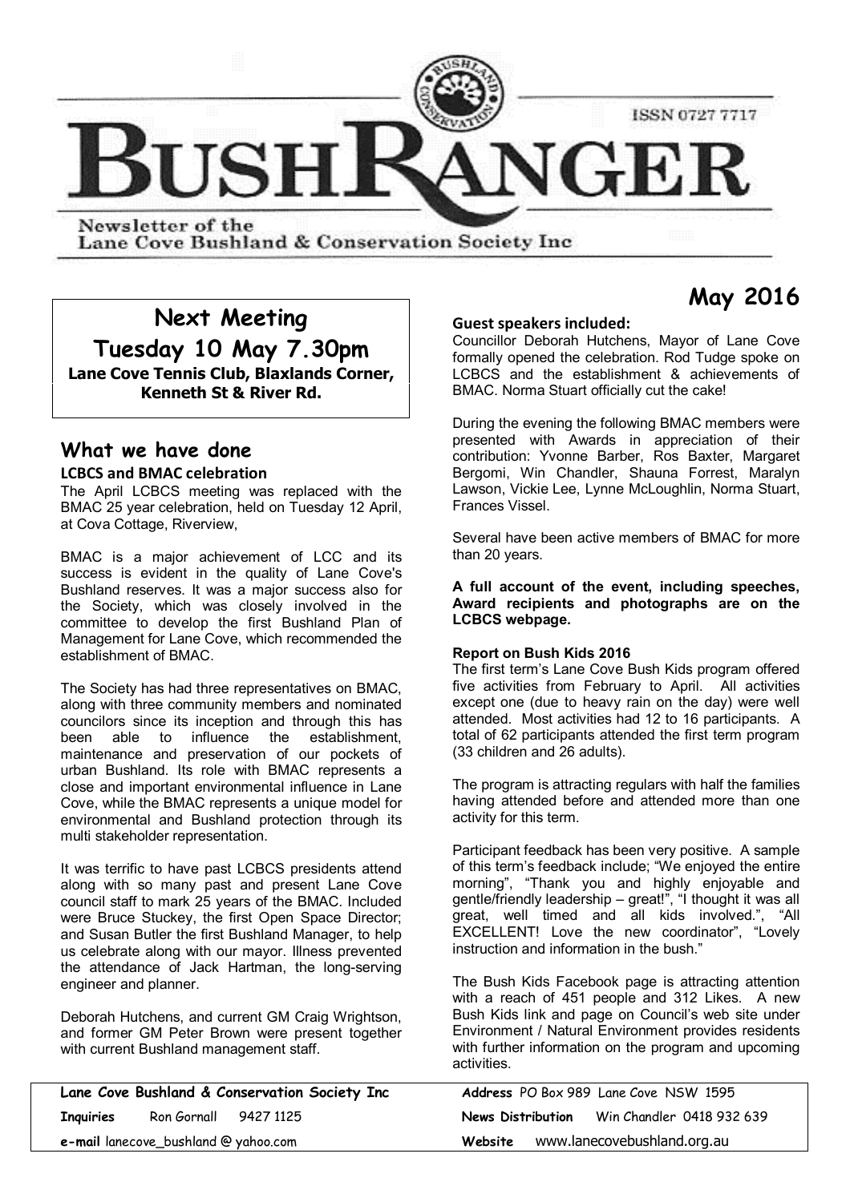# BUSHRANGER

ISSN 0727 7717

Newsletter of the
Lane Cove Bushland & Conservation Society Inc

**May 2016**

## Next Meeting

## Tuesday 10 May 7.30pm

**Lane Cove Tennis Club, Blaxlands Corner, Kenneth St & River Rd.**

## What we have done

### LCBCS and BMAC celebration

The April LCBCS meeting was replaced with the BMAC 25 year celebration, held on Tuesday 12 April, at Cova Cottage, Riverview,

BMAC is a major achievement of LCC and its success is evident in the quality of Lane Cove's Bushland reserves. It was a major success also for the Society, which was closely involved in the committee to develop the first Bushland Plan of Management for Lane Cove, which recommended the establishment of BMAC.

The Society has had three representatives on BMAC, along with three community members and nominated councilors since its inception and through this has been able to influence the establishment, maintenance and preservation of our pockets of urban Bushland. Its role with BMAC represents a close and important environmental influence in Lane Cove, while the BMAC represents a unique model for environmental and Bushland protection through its multi stakeholder representation.

It was terrific to have past LCBCS presidents attend along with so many past and present Lane Cove council staff to mark 25 years of the BMAC. Included were Bruce Stuckey, the first Open Space Director; and Susan Butler the first Bushland Manager, to help us celebrate along with our mayor. Illness prevented the attendance of Jack Hartman, the long-serving engineer and planner.

Deborah Hutchens, and current GM Craig Wrightson, and former GM Peter Brown were present together with current Bushland management staff.

**Guest speakers included:**

Councillor Deborah Hutchens, Mayor of Lane Cove formally opened the celebration. Rod Tudge spoke on LCBCS and the establishment & achievements of BMAC. Norma Stuart officially cut the cake!

During the evening the following BMAC members were presented with Awards in appreciation of their contribution: Yvonne Barber, Ros Baxter, Margaret Bergomi, Win Chandler, Shauna Forrest, Maralyn Lawson, Vickie Lee, Lynne McLoughlin, Norma Stuart, Frances Vissel.

Several have been active members of BMAC for more than 20 years.

**A full account of the event, including speeches, Award recipients and photographs are on the LCBCS webpage.**

### Report on Bush Kids 2016

The first term's Lane Cove Bush Kids program offered five activities from February to April. All activities except one (due to heavy rain on the day) were well attended. Most activities had 12 to 16 participants. A total of 62 participants attended the first term program (33 children and 26 adults).

The program is attracting regulars with half the families having attended before and attended more than one activity for this term.

Participant feedback has been very positive. A sample of this term's feedback include; "We enjoyed the entire morning", "Thank you and highly enjoyable and gentle/friendly leadership – great!", "I thought it was all great, well timed and all kids involved.", "All EXCELLENT! Love the new coordinator", "Lovely instruction and information in the bush."

The Bush Kids Facebook page is attracting attention with a reach of 451 people and 312 Likes. A new Bush Kids link and page on Council's web site under Environment / Natural Environment provides residents with further information on the program and upcoming activities.

**Lane Cove Bushland & Conservation Society Inc**
**Inquiries** Ron Gornall 9427 1125
**e-mail** lanecove_bushland @ yahoo.com
**Address** PO Box 989 Lane Cove NSW 1595
**News Distribution** Win Chandler 0418 932 639
**Website** www.lanecovebushland.org.au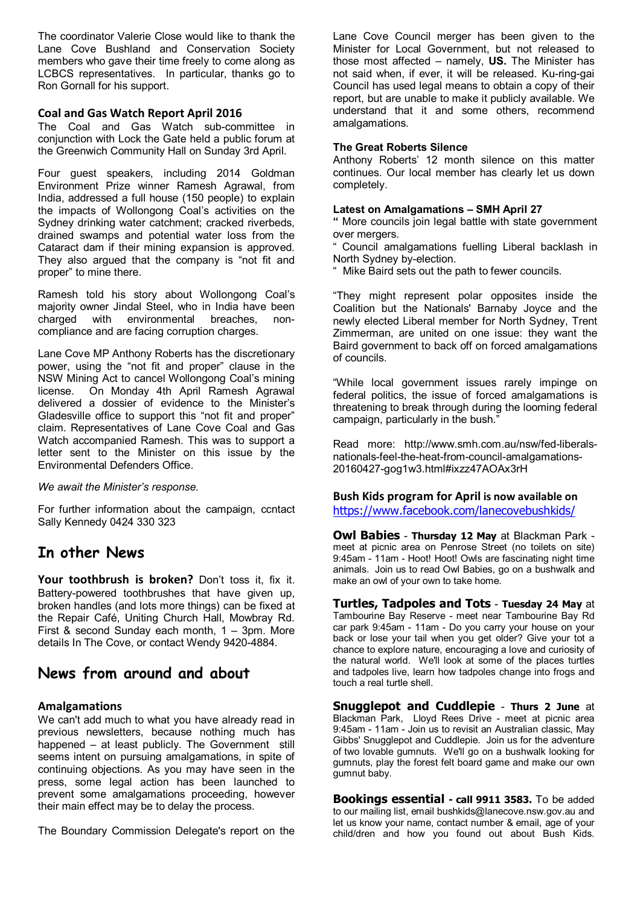The coordinator Valerie Close would like to thank the Lane Cove Bushland and Conservation Society members who gave their time freely to come along as LCBCS representatives. In particular, thanks go to Ron Gornall for his support.

### Coal and Gas Watch Report April 2016

The Coal and Gas Watch sub-committee in conjunction with Lock the Gate held a public forum at the Greenwich Community Hall on Sunday 3rd April.

Four guest speakers, including 2014 Goldman Environment Prize winner Ramesh Agrawal, from India, addressed a full house (150 people) to explain the impacts of Wollongong Coal's activities on the Sydney drinking water catchment; cracked riverbeds, drained swamps and potential water loss from the Cataract dam if their mining expansion is approved. They also argued that the company is "not fit and proper" to mine there.

Ramesh told his story about Wollongong Coal's majority owner Jindal Steel, who in India have been charged with environmental breaches, non-compliance and are facing corruption charges.

Lane Cove MP Anthony Roberts has the discretionary power, using the "not fit and proper" clause in the NSW Mining Act to cancel Wollongong Coal's mining license. On Monday 4th April Ramesh Agrawal delivered a dossier of evidence to the Minister's Gladesville office to support this "not fit and proper" claim. Representatives of Lane Cove Coal and Gas Watch accompanied Ramesh. This was to support a letter sent to the Minister on this issue by the Environmental Defenders Office.

*We await the Minister's response.*

For further information about the campaign, ccntact Sally Kennedy 0424 330 323

## In other News

**Your toothbrush is broken?** Don't toss it, fix it. Battery-powered toothbrushes that have given up, broken handles (and lots more things) can be fixed at the Repair Café, Uniting Church Hall, Mowbray Rd. First & second Sunday each month, 1 – 3pm. More details In The Cove, or contact Wendy 9420-4884.

## News from around and about

### Amalgamations

We can't add much to what you have already read in previous newsletters, because nothing much has happened – at least publicly. The Government still seems intent on pursuing amalgamations, in spite of continuing objections. As you may have seen in the press, some legal action has been launched to prevent some amalgamations proceeding, however their main effect may be to delay the process.

The Boundary Commission Delegate's report on the Lane Cove Council merger has been given to the Minister for Local Government, but not released to those most affected – namely, **US.** The Minister has not said when, if ever, it will be released. Ku-ring-gai Council has used legal means to obtain a copy of their report, but are unable to make it publicly available. We understand that it and some others, recommend amalgamations.

### The Great Roberts Silence

Anthony Roberts' 12 month silence on this matter continues. Our local member has clearly let us down completely.

### Latest on Amalgamations – SMH April 27

**"** More councils join legal battle with state government over mergers.

" Council amalgamations fuelling Liberal backlash in North Sydney by-election.

" Mike Baird sets out the path to fewer councils.

"They might represent polar opposites inside the Coalition but the Nationals' Barnaby Joyce and the newly elected Liberal member for North Sydney, Trent Zimmerman, are united on one issue: they want the Baird government to back off on forced amalgamations of councils.

"While local government issues rarely impinge on federal politics, the issue of forced amalgamations is threatening to break through during the looming federal campaign, particularly in the bush."

Read more: http://www.smh.com.au/nsw/fed-liberals-nationals-feel-the-heat-from-council-amalgamations-20160427-gog1w3.html#ixzz47AOAx3rH

### Bush Kids program for April is now available on https://www.facebook.com/lanecovebushkids/

**Owl Babies** - **Thursday 12 May** at Blackman Park - meet at picnic area on Penrose Street (no toilets on site) 9:45am - 11am - Hoot! Hoot! Owls are fascinating night time animals. Join us to read Owl Babies, go on a bushwalk and make an owl of your own to take home.

**Turtles, Tadpoles and Tots** - **Tuesday 24 May** at Tambourine Bay Reserve - meet near Tambourine Bay Rd car park 9:45am - 11am - Do you carry your house on your back or lose your tail when you get older? Give your tot a chance to explore nature, encouraging a love and curiosity of the natural world. We'll look at some of the places turtles and tadpoles live, learn how tadpoles change into frogs and touch a real turtle shell.

**Snugglepot and Cuddlepie** - **Thurs 2 June** at Blackman Park, Lloyd Rees Drive - meet at picnic area 9:45am - 11am - Join us to revisit an Australian classic, May Gibbs' Snugglepot and Cuddlepie. Join us for the adventure of two lovable gumnuts. We'll go on a bushwalk looking for gumnuts, play the forest felt board game and make our own gumnut baby.

**Bookings essential - call 9911 3583.** To be added to our mailing list, email bushkids@lanecove.nsw.gov.au and let us know your name, contact number & email, age of your child/dren and how you found out about Bush Kids.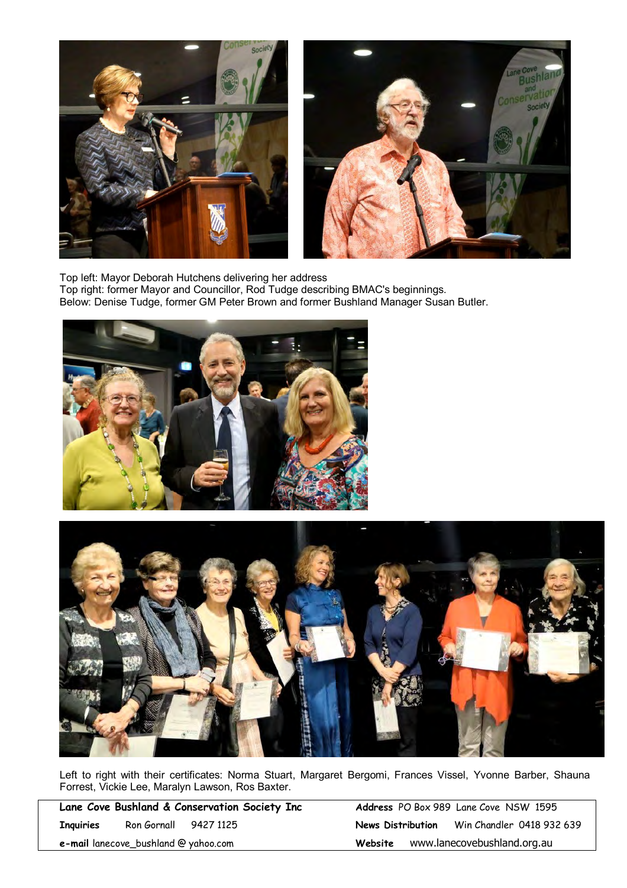Top left: Mayor Deborah Hutchens delivering her address
Top right: former Mayor and Councillor, Rod Tudge describing BMAC's beginnings.
Below: Denise Tudge, former GM Peter Brown and former Bushland Manager Susan Butler.

Left to right with their certificates: Norma Stuart, Margaret Bergomi, Frances Vissel, Yvonne Barber, Shauna Forrest, Vickie Lee, Maralyn Lawson, Ros Baxter.

| **Lane Cove Bushland & Conservation Society Inc** | **Address** PO Box 989 Lane Cove NSW 1595 |
|---|---|
| **Inquiries** Ron Gornall 9427 1125 | **News Distribution** Win Chandler 0418 932 639 |
| **e-mail** lanecove_bushland@yahoo.com | **Website** www.lanecovebushland.org.au |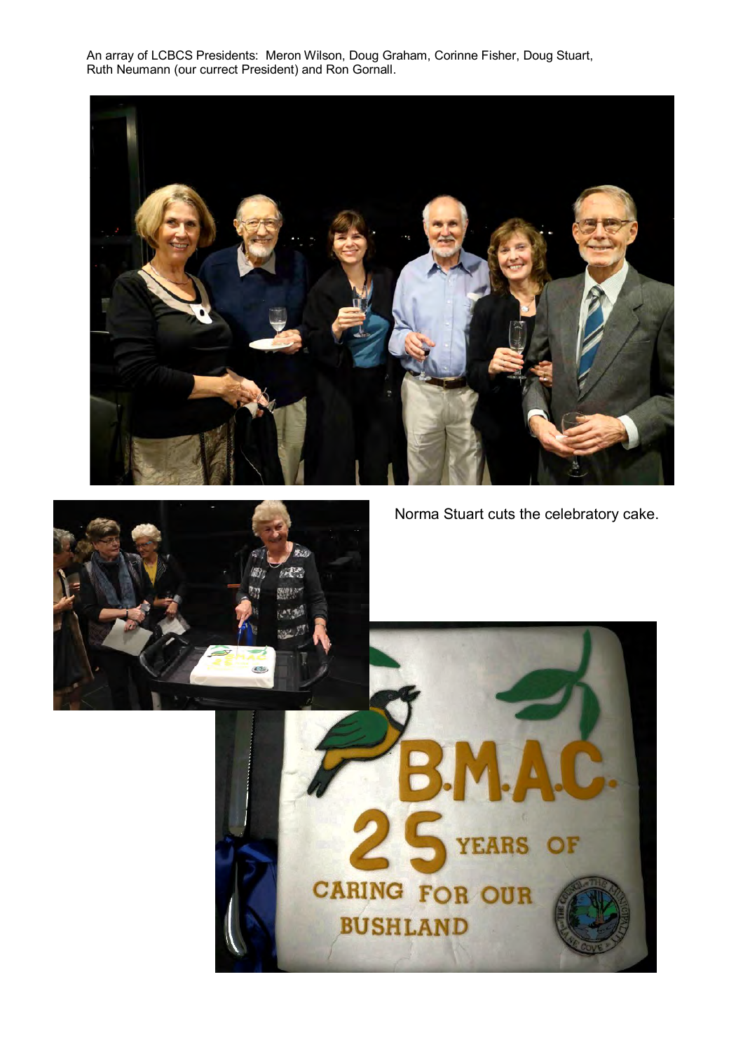An array of LCBCS Presidents: Meron Wilson, Doug Graham, Corinne Fisher, Doug Stuart, Ruth Neumann (our currect President) and Ron Gornall.

Norma Stuart cuts the celebratory cake.